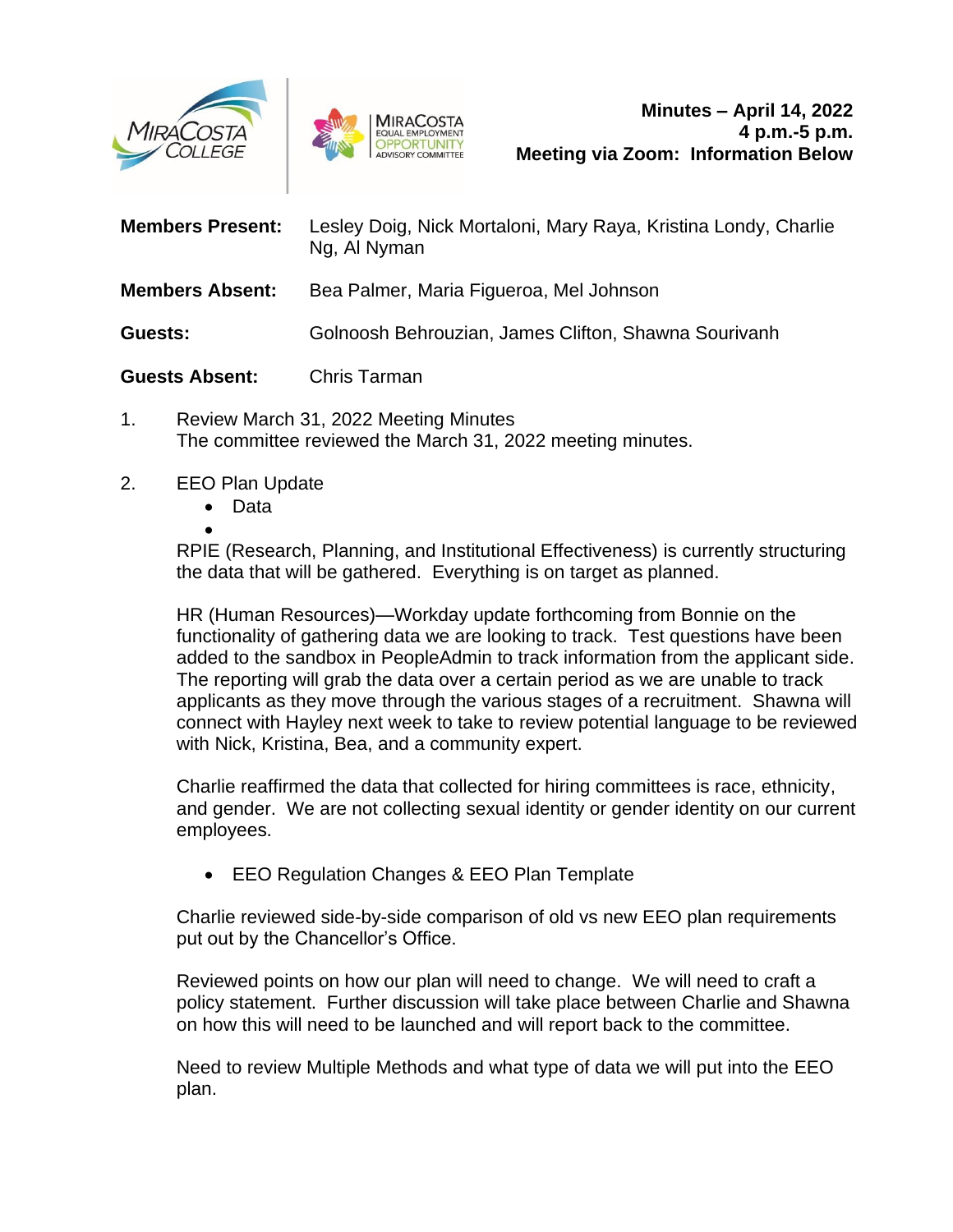**Minutes – April 14, 2022**
**4 p.m.-5 p.m.**
**Meeting via Zoom: Information Below**

**Members Present:** Lesley Doig, Nick Mortaloni, Mary Raya, Kristina Londy, Charlie Ng, Al Nyman

**Members Absent:** Bea Palmer, Maria Figueroa, Mel Johnson

**Guests:** Golnoosh Behrouzian, James Clifton, Shawna Sourivanh

**Guests Absent:** Chris Tarman

1. Review March 31, 2022 Meeting Minutes
   The committee reviewed the March 31, 2022 meeting minutes.

2. EEO Plan Update
   - Data
   -

   RPIE (Research, Planning, and Institutional Effectiveness) is currently structuring the data that will be gathered. Everything is on target as planned.

   HR (Human Resources)—Workday update forthcoming from Bonnie on the functionality of gathering data we are looking to track. Test questions have been added to the sandbox in PeopleAdmin to track information from the applicant side. The reporting will grab the data over a certain period as we are unable to track applicants as they move through the various stages of a recruitment. Shawna will connect with Hayley next week to take to review potential language to be reviewed with Nick, Kristina, Bea, and a community expert.

   Charlie reaffirmed the data that collected for hiring committees is race, ethnicity, and gender. We are not collecting sexual identity or gender identity on our current employees.

   - EEO Regulation Changes & EEO Plan Template

   Charlie reviewed side-by-side comparison of old vs new EEO plan requirements put out by the Chancellor's Office.

   Reviewed points on how our plan will need to change. We will need to craft a policy statement. Further discussion will take place between Charlie and Shawna on how this will need to be launched and will report back to the committee.

   Need to review Multiple Methods and what type of data we will put into the EEO plan.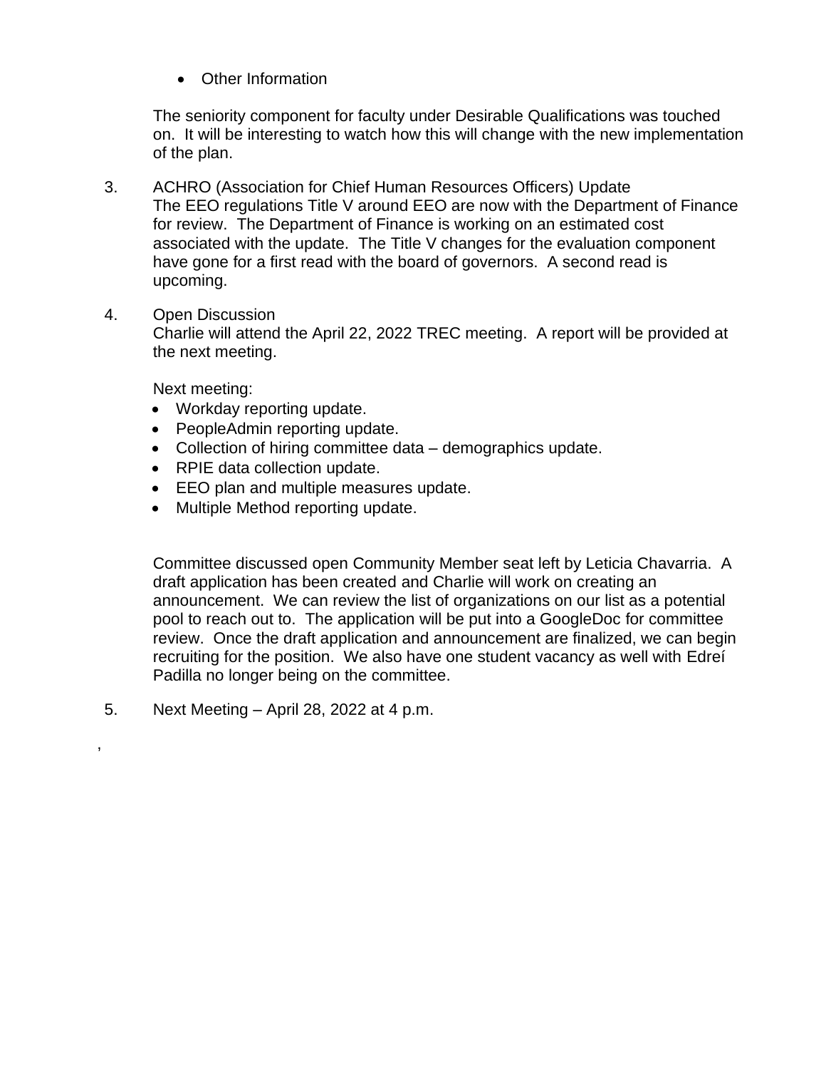- Other Information

The seniority component for faculty under Desirable Qualifications was touched on. It will be interesting to watch how this will change with the new implementation of the plan.

3. ACHRO (Association for Chief Human Resources Officers) Update
   The EEO regulations Title V around EEO are now with the Department of Finance for review. The Department of Finance is working on an estimated cost associated with the update. The Title V changes for the evaluation component have gone for a first read with the board of governors. A second read is upcoming.

4. Open Discussion
   Charlie will attend the April 22, 2022 TREC meeting. A report will be provided at the next meeting.

   Next meeting:

   - Workday reporting update.
   - PeopleAdmin reporting update.
   - Collection of hiring committee data – demographics update.
   - RPIE data collection update.
   - EEO plan and multiple measures update.
   - Multiple Method reporting update.

   Committee discussed open Community Member seat left by Leticia Chavarria. A draft application has been created and Charlie will work on creating an announcement. We can review the list of organizations on our list as a potential pool to reach out to. The application will be put into a GoogleDoc for committee review. Once the draft application and announcement are finalized, we can begin recruiting for the position. We also have one student vacancy as well with Edreí Padilla no longer being on the committee.

5. Next Meeting – April 28, 2022 at 4 p.m.

,